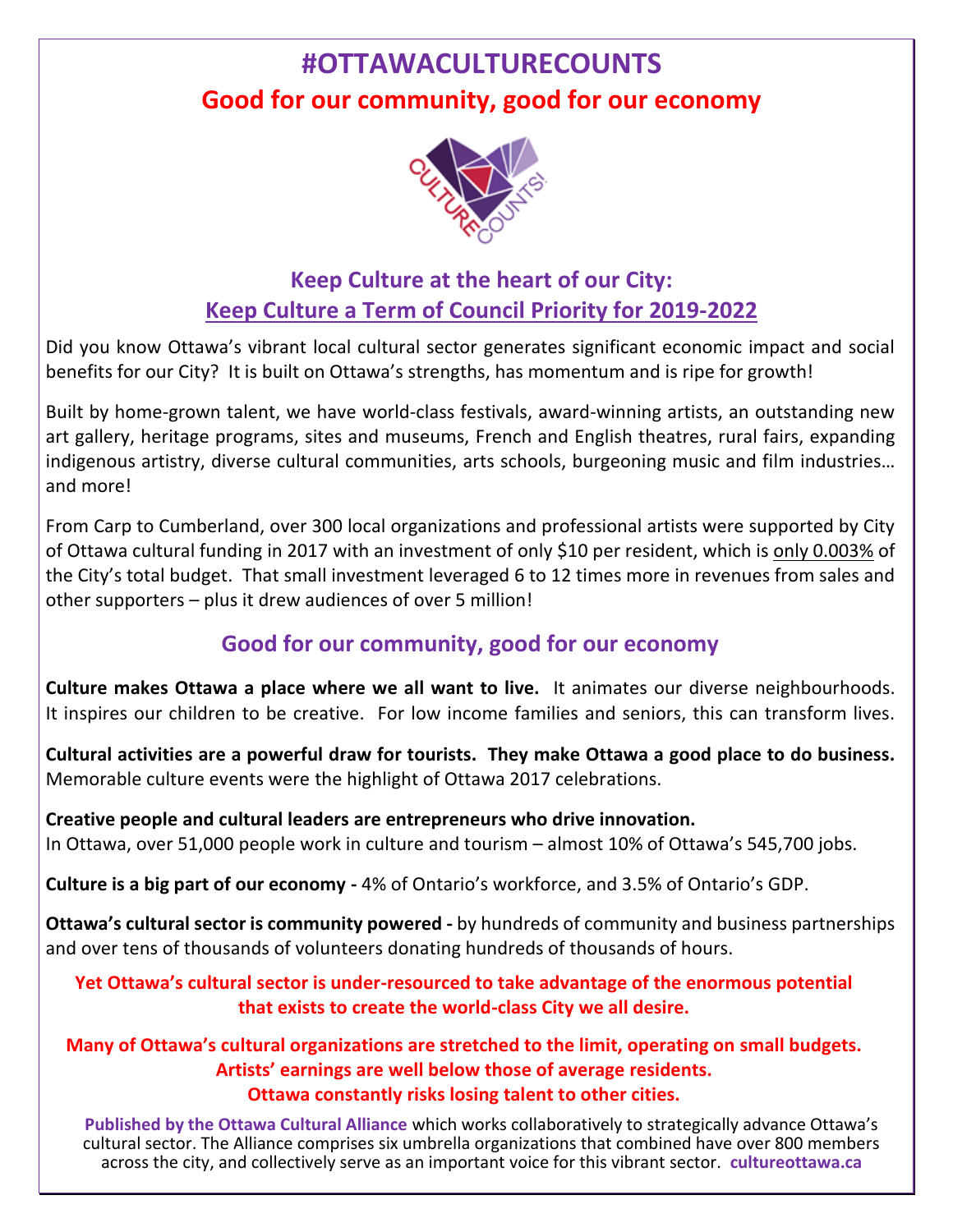# #OTTAWACULTURECOUNTS

## Good for our community, good for our economy

## Keep Culture at the heart of our City: Keep Culture a Term of Council Priority for 2019-2022

Did you know Ottawa's vibrant local cultural sector generates significant economic impact and social benefits for our City? It is built on Ottawa's strengths, has momentum and is ripe for growth!

Built by home-grown talent, we have world-class festivals, award-winning artists, an outstanding new art gallery, heritage programs, sites and museums, French and English theatres, rural fairs, expanding indigenous artistry, diverse cultural communities, arts schools, burgeoning music and film industries… and more!

From Carp to Cumberland, over 300 local organizations and professional artists were supported by City of Ottawa cultural funding in 2017 with an investment of only $10 per resident, which is only 0.003% of the City's total budget. That small investment leveraged 6 to 12 times more in revenues from sales and other supporters – plus it drew audiences of over 5 million!

## Good for our community, good for our economy

**Culture makes Ottawa a place where we all want to live.** It animates our diverse neighbourhoods. It inspires our children to be creative. For low income families and seniors, this can transform lives.

**Cultural activities are a powerful draw for tourists. They make Ottawa a good place to do business.** Memorable culture events were the highlight of Ottawa 2017 celebrations.

**Creative people and cultural leaders are entrepreneurs who drive innovation.**
In Ottawa, over 51,000 people work in culture and tourism – almost 10% of Ottawa's 545,700 jobs.

**Culture is a big part of our economy -** 4% of Ontario's workforce, and 3.5% of Ontario's GDP.

**Ottawa's cultural sector is community powered -** by hundreds of community and business partnerships and over tens of thousands of volunteers donating hundreds of thousands of hours.

**Yet Ottawa's cultural sector is under-resourced to take advantage of the enormous potential that exists to create the world-class City we all desire.**

**Many of Ottawa's cultural organizations are stretched to the limit, operating on small budgets.**
**Artists' earnings are well below those of average residents.**
**Ottawa constantly risks losing talent to other cities.**

**Published by the Ottawa Cultural Alliance** which works collaboratively to strategically advance Ottawa's cultural sector. The Alliance comprises six umbrella organizations that combined have over 800 members across the city, and collectively serve as an important voice for this vibrant sector. **cultureottawa.ca**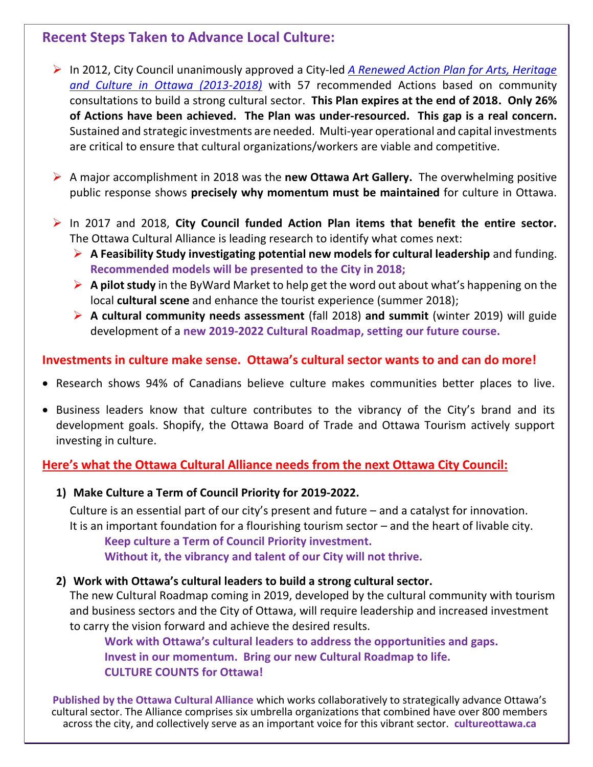## Recent Steps Taken to Advance Local Culture:

- In 2012, City Council unanimously approved a City-led *A Renewed Action Plan for Arts, Heritage and Culture in Ottawa (2013-2018)* with 57 recommended Actions based on community consultations to build a strong cultural sector. **This Plan expires at the end of 2018. Only 26% of Actions have been achieved. The Plan was under-resourced. This gap is a real concern.** Sustained and strategic investments are needed. Multi-year operational and capital investments are critical to ensure that cultural organizations/workers are viable and competitive.

- A major accomplishment in 2018 was the **new Ottawa Art Gallery.** The overwhelming positive public response shows **precisely why momentum must be maintained** for culture in Ottawa.

- In 2017 and 2018, **City Council funded Action Plan items that benefit the entire sector.** The Ottawa Cultural Alliance is leading research to identify what comes next:
  - **A Feasibility Study investigating potential new models for cultural leadership** and funding. **Recommended models will be presented to the City in 2018;**
  - **A pilot study** in the ByWard Market to help get the word out about what's happening on the local **cultural scene** and enhance the tourist experience (summer 2018);
  - **A cultural community needs assessment** (fall 2018) **and summit** (winter 2019) will guide development of a **new 2019-2022 Cultural Roadmap, setting our future course.**

**Investments in culture make sense. Ottawa's cultural sector wants to and can do more!**

- Research shows 94% of Canadians believe culture makes communities better places to live.
- Business leaders know that culture contributes to the vibrancy of the City's brand and its development goals. Shopify, the Ottawa Board of Trade and Ottawa Tourism actively support investing in culture.

**Here's what the Ottawa Cultural Alliance needs from the next Ottawa City Council:**

1) **Make Culture a Term of Council Priority for 2019-2022.**

   Culture is an essential part of our city's present and future – and a catalyst for innovation. It is an important foundation for a flourishing tourism sector – and the heart of livable city.

   **Keep culture a Term of Council Priority investment.**
   **Without it, the vibrancy and talent of our City will not thrive.**

2) **Work with Ottawa's cultural leaders to build a strong cultural sector.**

   The new Cultural Roadmap coming in 2019, developed by the cultural community with tourism and business sectors and the City of Ottawa, will require leadership and increased investment to carry the vision forward and achieve the desired results.

   **Work with Ottawa's cultural leaders to address the opportunities and gaps.**
   **Invest in our momentum. Bring our new Cultural Roadmap to life.**
   **CULTURE COUNTS for Ottawa!**

**Published by the Ottawa Cultural Alliance** which works collaboratively to strategically advance Ottawa's cultural sector. The Alliance comprises six umbrella organizations that combined have over 800 members across the city, and collectively serve as an important voice for this vibrant sector. **cultureottawa.ca**